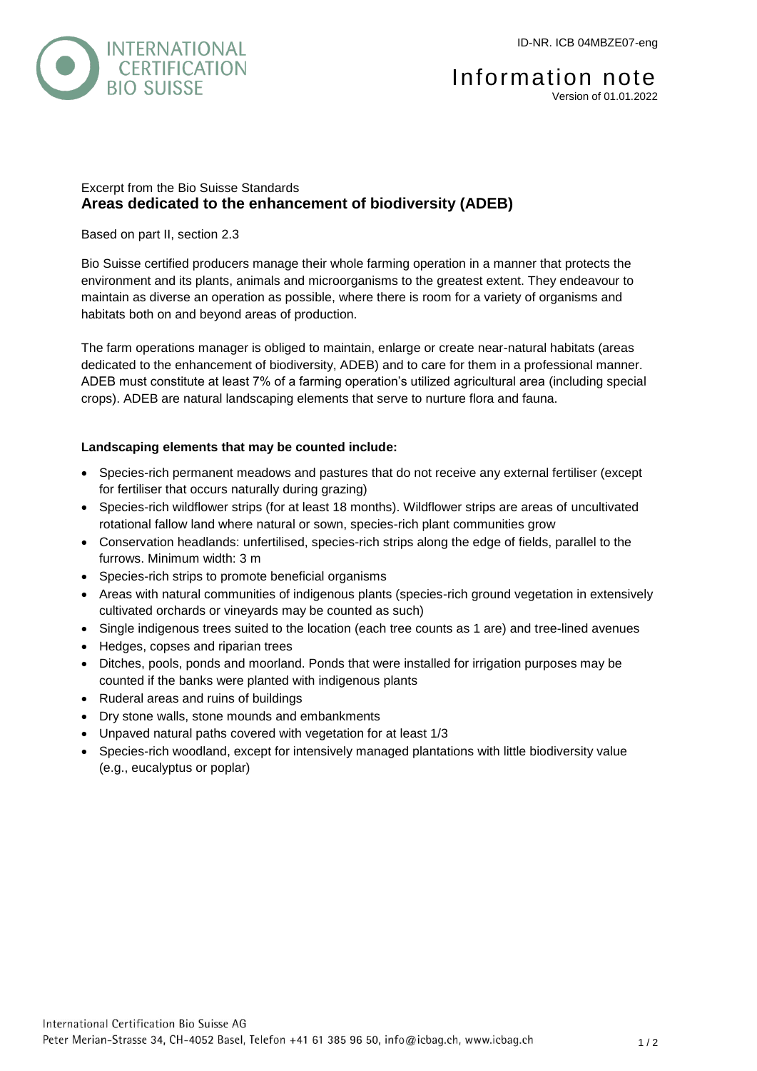ID-NR. ICB 04MBZE07-eng

# Information note

Version of 01.01.2022

Excerpt from the Bio Suisse Standards

## Areas dedicated to the enhancement of biodiversity (ADEB)

Based on part II, section 2.3

Bio Suisse certified producers manage their whole farming operation in a manner that protects the environment and its plants, animals and microorganisms to the greatest extent. They endeavour to maintain as diverse an operation as possible, where there is room for a variety of organisms and habitats both on and beyond areas of production.

The farm operations manager is obliged to maintain, enlarge or create near-natural habitats (areas dedicated to the enhancement of biodiversity, ADEB) and to care for them in a professional manner. ADEB must constitute at least 7% of a farming operation's utilized agricultural area (including special crops). ADEB are natural landscaping elements that serve to nurture flora and fauna.

**Landscaping elements that may be counted include:**

- Species-rich permanent meadows and pastures that do not receive any external fertiliser (except for fertiliser that occurs naturally during grazing)
- Species-rich wildflower strips (for at least 18 months). Wildflower strips are areas of uncultivated rotational fallow land where natural or sown, species-rich plant communities grow
- Conservation headlands: unfertilised, species-rich strips along the edge of fields, parallel to the furrows. Minimum width: 3 m
- Species-rich strips to promote beneficial organisms
- Areas with natural communities of indigenous plants (species-rich ground vegetation in extensively cultivated orchards or vineyards may be counted as such)
- Single indigenous trees suited to the location (each tree counts as 1 are) and tree-lined avenues
- Hedges, copses and riparian trees
- Ditches, pools, ponds and moorland. Ponds that were installed for irrigation purposes may be counted if the banks were planted with indigenous plants
- Ruderal areas and ruins of buildings
- Dry stone walls, stone mounds and embankments
- Unpaved natural paths covered with vegetation for at least 1/3
- Species-rich woodland, except for intensively managed plantations with little biodiversity value (e.g., eucalyptus or poplar)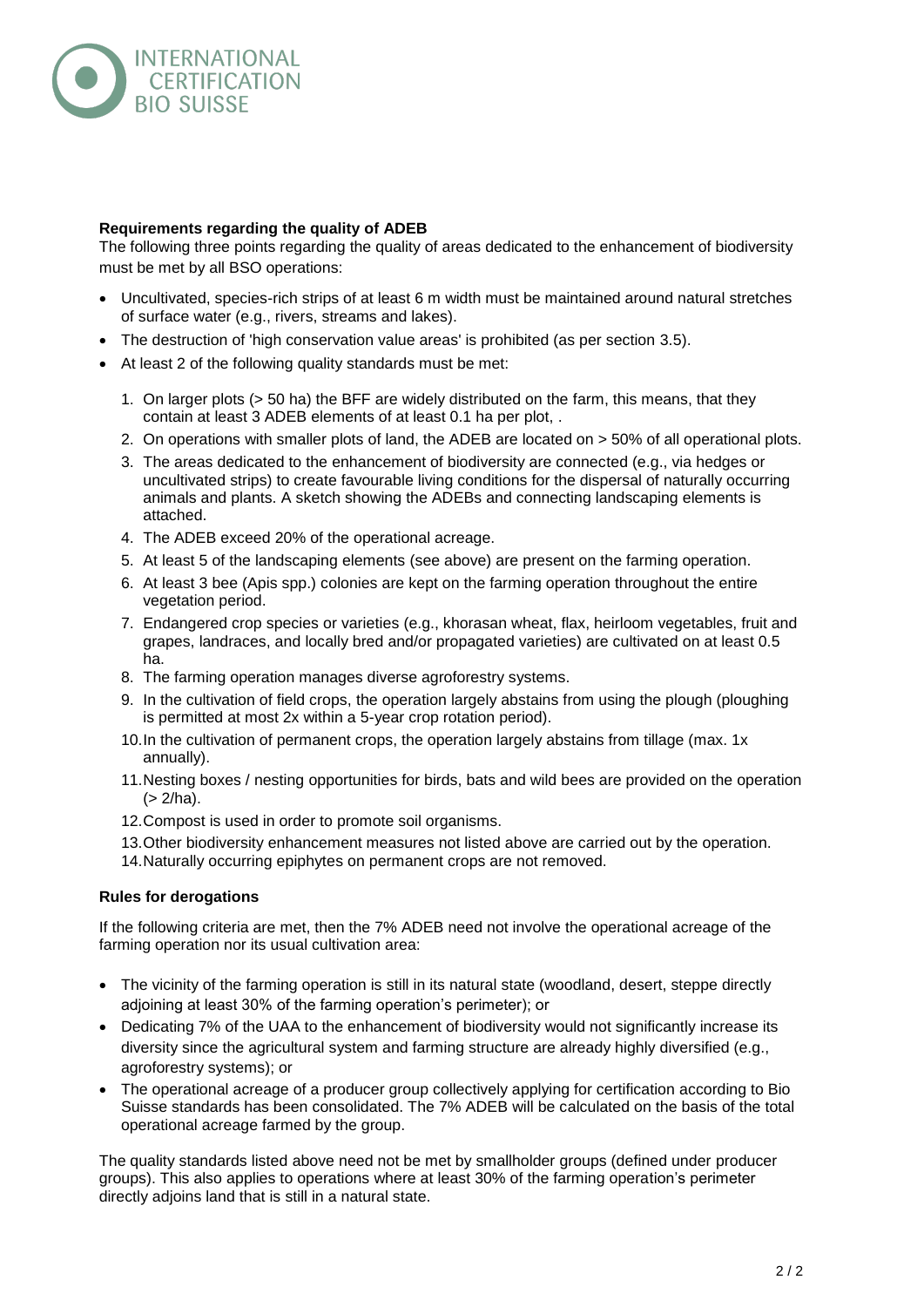**Requirements regarding the quality of ADEB**

The following three points regarding the quality of areas dedicated to the enhancement of biodiversity must be met by all BSO operations:

- Uncultivated, species-rich strips of at least 6 m width must be maintained around natural stretches of surface water (e.g., rivers, streams and lakes).
- The destruction of 'high conservation value areas' is prohibited (as per section 3.5).
- At least 2 of the following quality standards must be met:

  1. On larger plots (> 50 ha) the BFF are widely distributed on the farm, this means, that they contain at least 3 ADEB elements of at least 0.1 ha per plot, .
  2. On operations with smaller plots of land, the ADEB are located on > 50% of all operational plots.
  3. The areas dedicated to the enhancement of biodiversity are connected (e.g., via hedges or uncultivated strips) to create favourable living conditions for the dispersal of naturally occurring animals and plants. A sketch showing the ADEBs and connecting landscaping elements is attached.
  4. The ADEB exceed 20% of the operational acreage.
  5. At least 5 of the landscaping elements (see above) are present on the farming operation.
  6. At least 3 bee (Apis spp.) colonies are kept on the farming operation throughout the entire vegetation period.
  7. Endangered crop species or varieties (e.g., khorasan wheat, flax, heirloom vegetables, fruit and grapes, landraces, and locally bred and/or propagated varieties) are cultivated on at least 0.5 ha.
  8. The farming operation manages diverse agroforestry systems.
  9. In the cultivation of field crops, the operation largely abstains from using the plough (ploughing is permitted at most 2x within a 5-year crop rotation period).
  10. In the cultivation of permanent crops, the operation largely abstains from tillage (max. 1x annually).
  11. Nesting boxes / nesting opportunities for birds, bats and wild bees are provided on the operation (> 2/ha).
  12. Compost is used in order to promote soil organisms.
  13. Other biodiversity enhancement measures not listed above are carried out by the operation.
  14. Naturally occurring epiphytes on permanent crops are not removed.

**Rules for derogations**

If the following criteria are met, then the 7% ADEB need not involve the operational acreage of the farming operation nor its usual cultivation area:

- The vicinity of the farming operation is still in its natural state (woodland, desert, steppe directly adjoining at least 30% of the farming operation's perimeter); or
- Dedicating 7% of the UAA to the enhancement of biodiversity would not significantly increase its diversity since the agricultural system and farming structure are already highly diversified (e.g., agroforestry systems); or
- The operational acreage of a producer group collectively applying for certification according to Bio Suisse standards has been consolidated. The 7% ADEB will be calculated on the basis of the total operational acreage farmed by the group.

The quality standards listed above need not be met by smallholder groups (defined under producer groups). This also applies to operations where at least 30% of the farming operation's perimeter directly adjoins land that is still in a natural state.